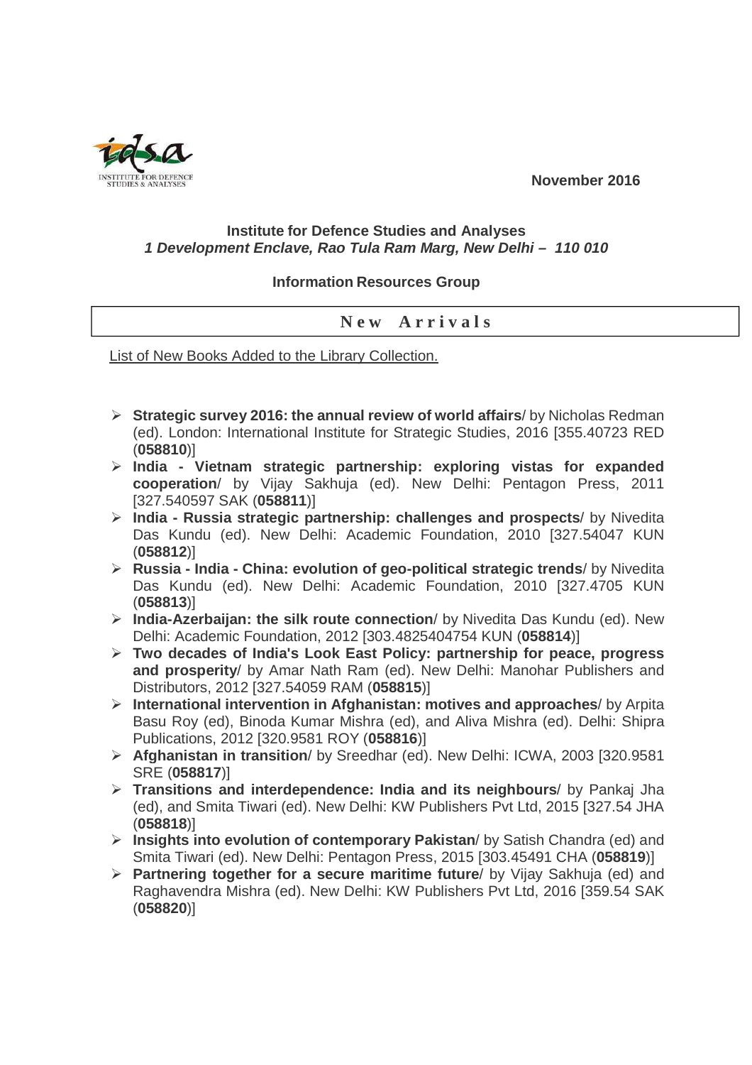November 2016

**Institute for Defence Studies and Analyses**
***1 Development Enclave, Rao Tula Ram Marg, New Delhi – 110 010***

**Information Resources Group**

## New Arrivals

List of New Books Added to the Library Collection.

- **Strategic survey 2016: the annual review of world affairs**/ by Nicholas Redman (ed). London: International Institute for Strategic Studies, 2016 [355.40723 RED (**058810**)]
- **India - Vietnam strategic partnership: exploring vistas for expanded cooperation**/ by Vijay Sakhuja (ed). New Delhi: Pentagon Press, 2011 [327.540597 SAK (**058811**)]
- **India - Russia strategic partnership: challenges and prospects**/ by Nivedita Das Kundu (ed). New Delhi: Academic Foundation, 2010 [327.54047 KUN (**058812**)]
- **Russia - India - China: evolution of geo-political strategic trends**/ by Nivedita Das Kundu (ed). New Delhi: Academic Foundation, 2010 [327.4705 KUN (**058813**)]
- **India-Azerbaijan: the silk route connection**/ by Nivedita Das Kundu (ed). New Delhi: Academic Foundation, 2012 [303.4825404754 KUN (**058814**)]
- **Two decades of India's Look East Policy: partnership for peace, progress and prosperity**/ by Amar Nath Ram (ed). New Delhi: Manohar Publishers and Distributors, 2012 [327.54059 RAM (**058815**)]
- **International intervention in Afghanistan: motives and approaches**/ by Arpita Basu Roy (ed), Binoda Kumar Mishra (ed), and Aliva Mishra (ed). Delhi: Shipra Publications, 2012 [320.9581 ROY (**058816**)]
- **Afghanistan in transition**/ by Sreedhar (ed). New Delhi: ICWA, 2003 [320.9581 SRE (**058817**)]
- **Transitions and interdependence: India and its neighbours**/ by Pankaj Jha (ed), and Smita Tiwari (ed). New Delhi: KW Publishers Pvt Ltd, 2015 [327.54 JHA (**058818**)]
- **Insights into evolution of contemporary Pakistan**/ by Satish Chandra (ed) and Smita Tiwari (ed). New Delhi: Pentagon Press, 2015 [303.45491 CHA (**058819**)]
- **Partnering together for a secure maritime future**/ by Vijay Sakhuja (ed) and Raghavendra Mishra (ed). New Delhi: KW Publishers Pvt Ltd, 2016 [359.54 SAK (**058820**)]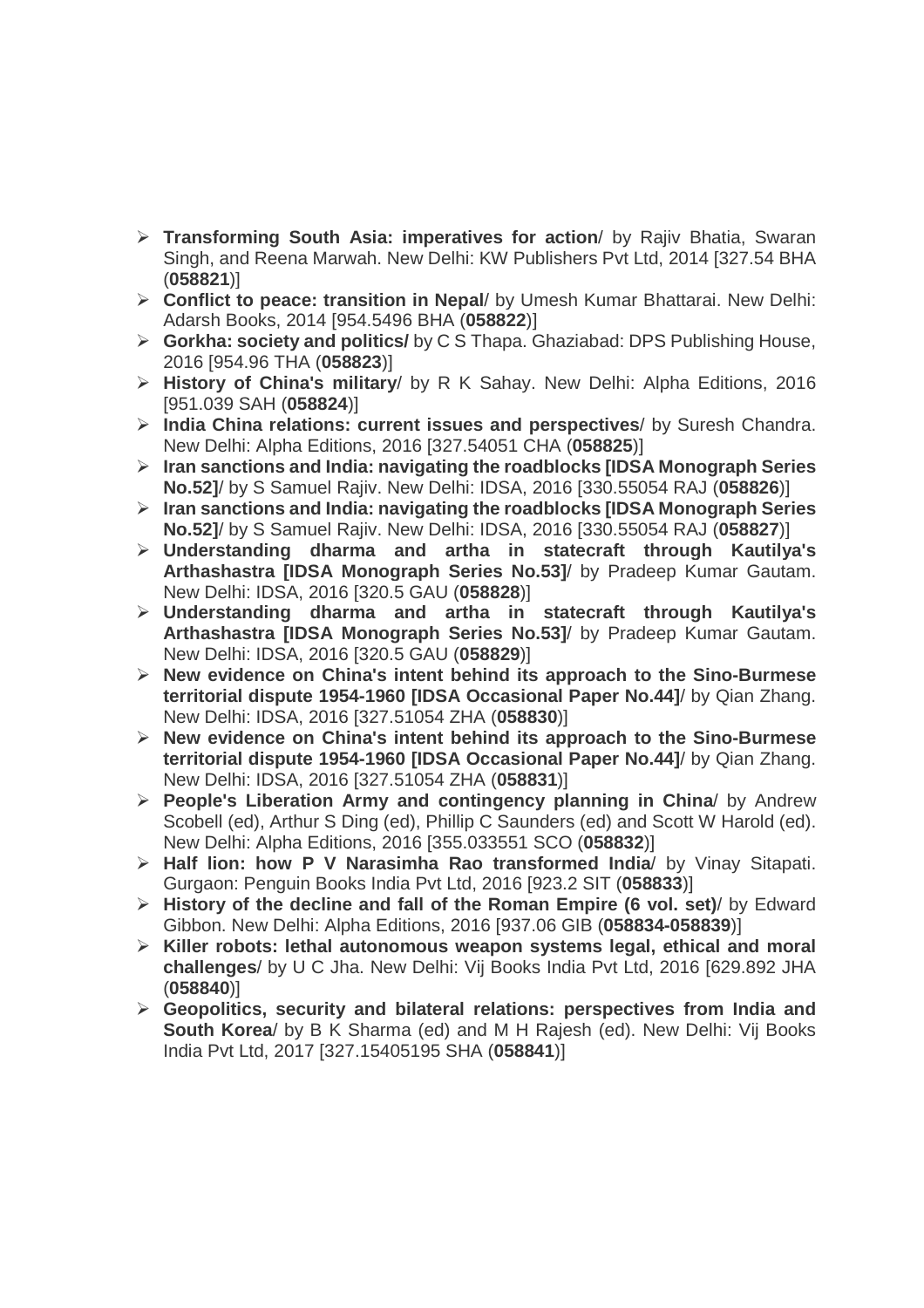- **Transforming South Asia: imperatives for action**/ by Rajiv Bhatia, Swaran Singh, and Reena Marwah. New Delhi: KW Publishers Pvt Ltd, 2014 [327.54 BHA (**058821**)]
- **Conflict to peace: transition in Nepal**/ by Umesh Kumar Bhattarai. New Delhi: Adarsh Books, 2014 [954.5496 BHA (**058822**)]
- **Gorkha: society and politics/** by C S Thapa. Ghaziabad: DPS Publishing House, 2016 [954.96 THA (**058823**)]
- **History of China's military**/ by R K Sahay. New Delhi: Alpha Editions, 2016 [951.039 SAH (**058824**)]
- **India China relations: current issues and perspectives**/ by Suresh Chandra. New Delhi: Alpha Editions, 2016 [327.54051 CHA (**058825**)]
- **Iran sanctions and India: navigating the roadblocks [IDSA Monograph Series No.52]**/ by S Samuel Rajiv. New Delhi: IDSA, 2016 [330.55054 RAJ (**058826**)]
- **Iran sanctions and India: navigating the roadblocks [IDSA Monograph Series No.52]**/ by S Samuel Rajiv. New Delhi: IDSA, 2016 [330.55054 RAJ (**058827**)]
- **Understanding dharma and artha in statecraft through Kautilya's Arthashastra [IDSA Monograph Series No.53]**/ by Pradeep Kumar Gautam. New Delhi: IDSA, 2016 [320.5 GAU (**058828**)]
- **Understanding dharma and artha in statecraft through Kautilya's Arthashastra [IDSA Monograph Series No.53]**/ by Pradeep Kumar Gautam. New Delhi: IDSA, 2016 [320.5 GAU (**058829**)]
- **New evidence on China's intent behind its approach to the Sino-Burmese territorial dispute 1954-1960 [IDSA Occasional Paper No.44]**/ by Qian Zhang. New Delhi: IDSA, 2016 [327.51054 ZHA (**058830**)]
- **New evidence on China's intent behind its approach to the Sino-Burmese territorial dispute 1954-1960 [IDSA Occasional Paper No.44]**/ by Qian Zhang. New Delhi: IDSA, 2016 [327.51054 ZHA (**058831**)]
- **People's Liberation Army and contingency planning in China**/ by Andrew Scobell (ed), Arthur S Ding (ed), Phillip C Saunders (ed) and Scott W Harold (ed). New Delhi: Alpha Editions, 2016 [355.033551 SCO (**058832**)]
- **Half lion: how P V Narasimha Rao transformed India**/ by Vinay Sitapati. Gurgaon: Penguin Books India Pvt Ltd, 2016 [923.2 SIT (**058833**)]
- **History of the decline and fall of the Roman Empire (6 vol. set)**/ by Edward Gibbon. New Delhi: Alpha Editions, 2016 [937.06 GIB (**058834-058839**)]
- **Killer robots: lethal autonomous weapon systems legal, ethical and moral challenges**/ by U C Jha. New Delhi: Vij Books India Pvt Ltd, 2016 [629.892 JHA (**058840**)]
- **Geopolitics, security and bilateral relations: perspectives from India and South Korea**/ by B K Sharma (ed) and M H Rajesh (ed). New Delhi: Vij Books India Pvt Ltd, 2017 [327.15405195 SHA (**058841**)]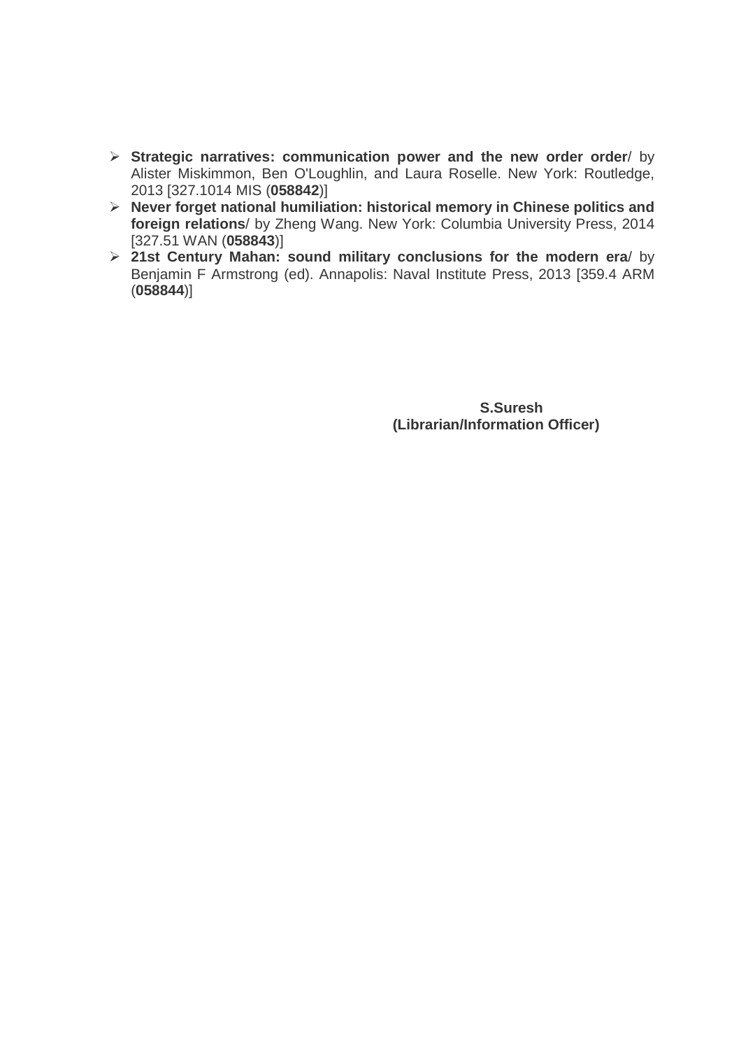- **Strategic narratives: communication power and the new order order**/ by Alister Miskimmon, Ben O'Loughlin, and Laura Roselle. New York: Routledge, 2013 [327.1014 MIS (**058842**)]
- **Never forget national humiliation: historical memory in Chinese politics and foreign relations**/ by Zheng Wang. New York: Columbia University Press, 2014 [327.51 WAN (**058843**)]
- **21st Century Mahan: sound military conclusions for the modern era**/ by Benjamin F Armstrong (ed). Annapolis: Naval Institute Press, 2013 [359.4 ARM (**058844**)]

**S.Suresh**
**(Librarian/Information Officer)**